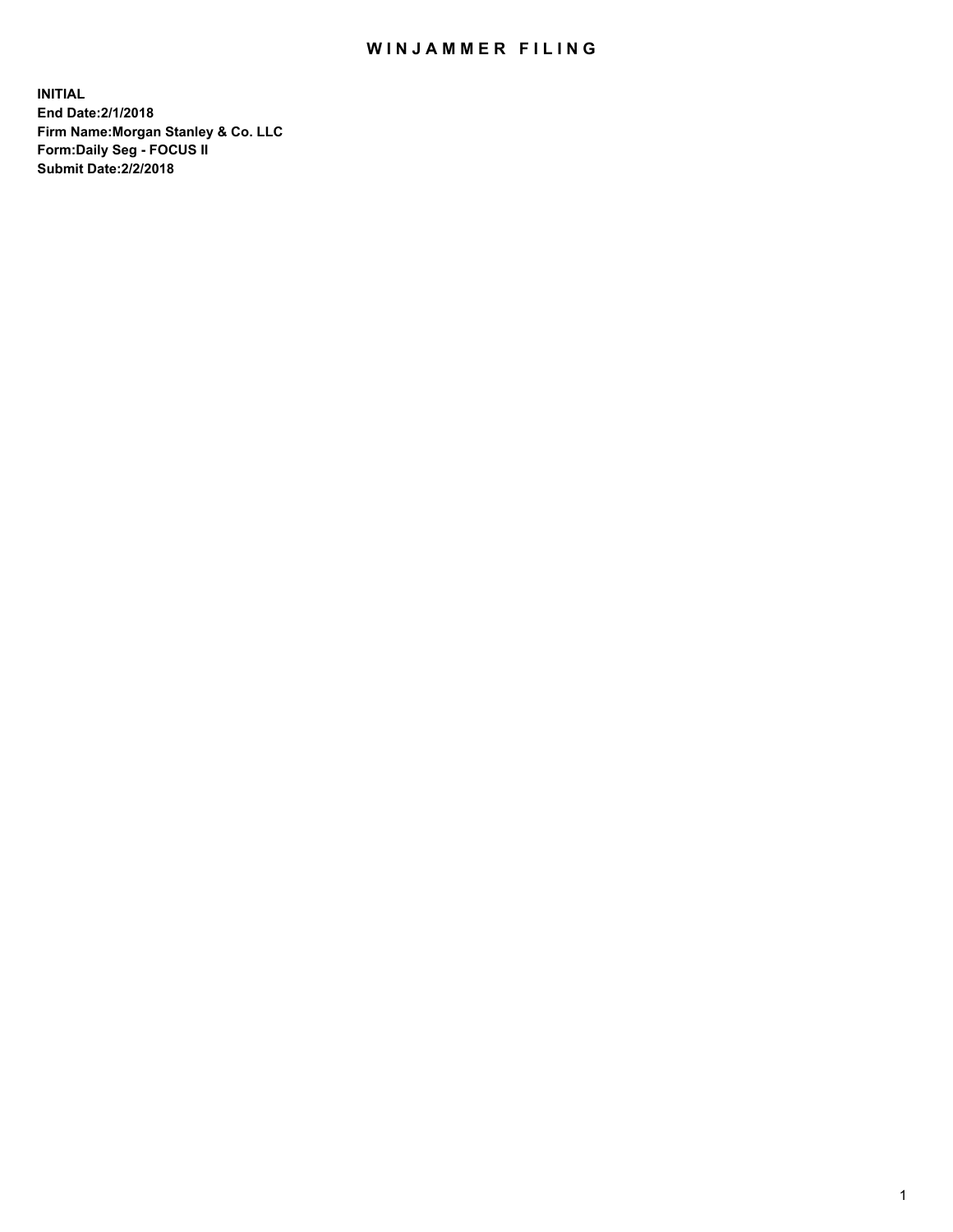# WINJAMMER FILING

**INITIAL**
**End Date:2/1/2018**
**Firm Name:Morgan Stanley & Co. LLC**
**Form:Daily Seg - FOCUS II**
**Submit Date:2/2/2018**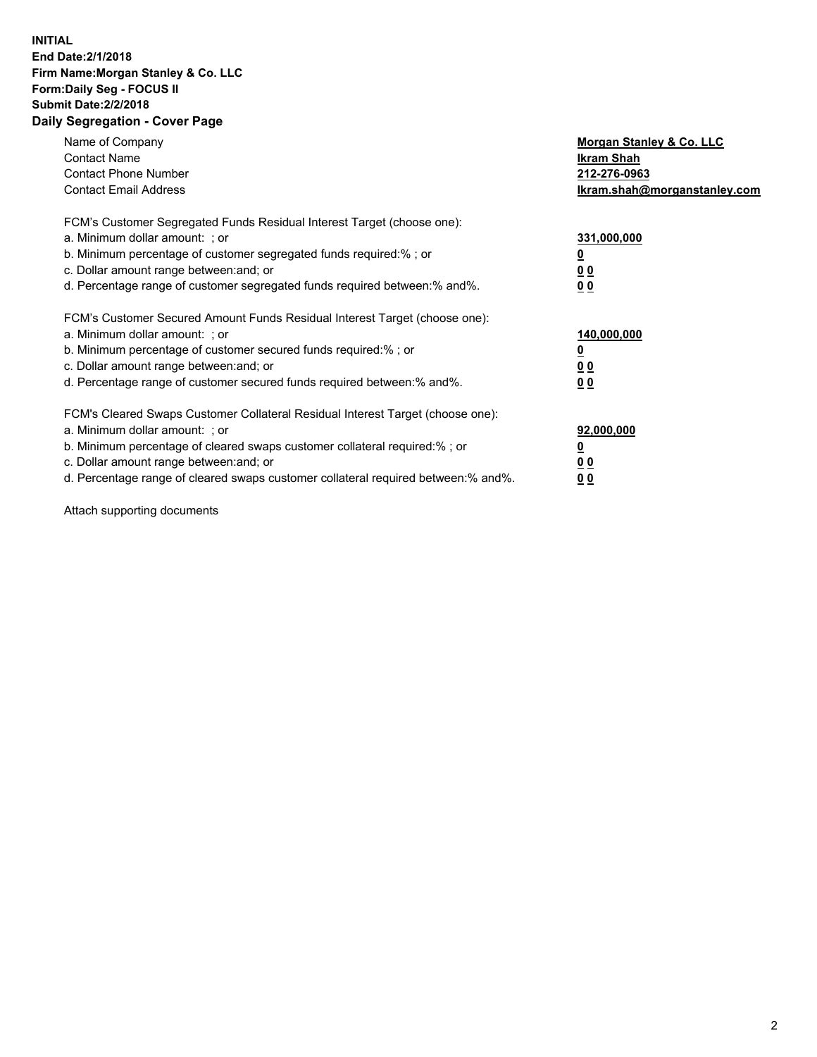**INITIAL**
**End Date:2/1/2018**
**Firm Name:Morgan Stanley & Co. LLC**
**Form:Daily Seg - FOCUS II**
**Submit Date:2/2/2018**

## Daily Segregation - Cover Page

| | |
|---|---|
| Name of Company | **Morgan Stanley & Co. LLC** |
| Contact Name | **Ikram Shah** |
| Contact Phone Number | **212-276-0963** |
| Contact Email Address | **Ikram.shah@morganstanley.com** |

FCM's Customer Segregated Funds Residual Interest Target (choose one):

| | |
|---|---|
| a. Minimum dollar amount: ; or | **331,000,000** |
| b. Minimum percentage of customer segregated funds required:% ; or | **0** |
| c. Dollar amount range between:and; or | **0 0** |
| d. Percentage range of customer segregated funds required between:% and%. | **0 0** |

FCM's Customer Secured Amount Funds Residual Interest Target (choose one):

| | |
|---|---|
| a. Minimum dollar amount: ; or | **140,000,000** |
| b. Minimum percentage of customer secured funds required:% ; or | **0** |
| c. Dollar amount range between:and; or | **0 0** |
| d. Percentage range of customer secured funds required between:% and%. | **0 0** |

FCM's Cleared Swaps Customer Collateral Residual Interest Target (choose one):

| | |
|---|---|
| a. Minimum dollar amount: ; or | **92,000,000** |
| b. Minimum percentage of cleared swaps customer collateral required:% ; or | **0** |
| c. Dollar amount range between:and; or | **0 0** |
| d. Percentage range of cleared swaps customer collateral required between:% and%. | **0 0** |

Attach supporting documents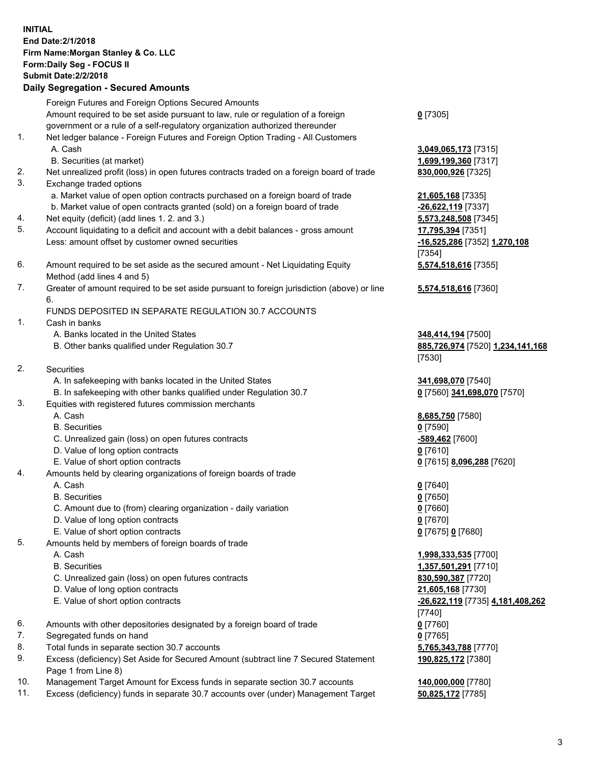**INITIAL**
**End Date:2/1/2018**
**Firm Name:Morgan Stanley & Co. LLC**
**Form:Daily Seg - FOCUS II**
**Submit Date:2/2/2018**

**Daily Segregation - Secured Amounts**

| | | |
|---|---|---|
| | Foreign Futures and Foreign Options Secured Amounts | |
| | Amount required to be set aside pursuant to law, rule or regulation of a foreign government or a rule of a self-regulatory organization authorized thereunder | **0** [7305] |
| 1. | Net ledger balance - Foreign Futures and Foreign Option Trading - All Customers | |
| | A. Cash | **3,049,065,173** [7315] |
| | B. Securities (at market) | **1,699,199,360** [7317] |
| 2. | Net unrealized profit (loss) in open futures contracts traded on a foreign board of trade | **830,000,926** [7325] |
| 3. | Exchange traded options | |
| | a. Market value of open option contracts purchased on a foreign board of trade | **21,605,168** [7335] |
| | b. Market value of open contracts granted (sold) on a foreign board of trade | **-26,622,119** [7337] |
| 4. | Net equity (deficit) (add lines 1. 2. and 3.) | **5,573,248,508** [7345] |
| 5. | Account liquidating to a deficit and account with a debit balances - gross amount | **17,795,394** [7351] |
| | Less: amount offset by customer owned securities | **-16,525,286** [7352] **1,270,108** [7354] |
| 6. | Amount required to be set aside as the secured amount - Net Liquidating Equity Method (add lines 4 and 5) | **5,574,518,616** [7355] |
| 7. | Greater of amount required to be set aside pursuant to foreign jurisdiction (above) or line 6. | **5,574,518,616** [7360] |
| | FUNDS DEPOSITED IN SEPARATE REGULATION 30.7 ACCOUNTS | |
| 1. | Cash in banks | |
| | A. Banks located in the United States | **348,414,194** [7500] |
| | B. Other banks qualified under Regulation 30.7 | **885,726,974** [7520] **1,234,141,168** [7530] |
| 2. | Securities | |
| | A. In safekeeping with banks located in the United States | **341,698,070** [7540] |
| | B. In safekeeping with other banks qualified under Regulation 30.7 | **0** [7560] **341,698,070** [7570] |
| 3. | Equities with registered futures commission merchants | |
| | A. Cash | **8,685,750** [7580] |
| | B. Securities | **0** [7590] |
| | C. Unrealized gain (loss) on open futures contracts | **-589,462** [7600] |
| | D. Value of long option contracts | **0** [7610] |
| | E. Value of short option contracts | **0** [7615] **8,096,288** [7620] |
| 4. | Amounts held by clearing organizations of foreign boards of trade | |
| | A. Cash | **0** [7640] |
| | B. Securities | **0** [7650] |
| | C. Amount due to (from) clearing organization - daily variation | **0** [7660] |
| | D. Value of long option contracts | **0** [7670] |
| | E. Value of short option contracts | **0** [7675] **0** [7680] |
| 5. | Amounts held by members of foreign boards of trade | |
| | A. Cash | **1,998,333,535** [7700] |
| | B. Securities | **1,357,501,291** [7710] |
| | C. Unrealized gain (loss) on open futures contracts | **830,590,387** [7720] |
| | D. Value of long option contracts | **21,605,168** [7730] |
| | E. Value of short option contracts | **-26,622,119** [7735] **4,181,408,262** [7740] |
| 6. | Amounts with other depositories designated by a foreign board of trade | **0** [7760] |
| 7. | Segregated funds on hand | **0** [7765] |
| 8. | Total funds in separate section 30.7 accounts | **5,765,343,788** [7770] |
| 9. | Excess (deficiency) Set Aside for Secured Amount (subtract line 7 Secured Statement Page 1 from Line 8) | **190,825,172** [7380] |
| 10. | Management Target Amount for Excess funds in separate section 30.7 accounts | **140,000,000** [7780] |
| 11. | Excess (deficiency) funds in separate 30.7 accounts over (under) Management Target | **50,825,172** [7785] |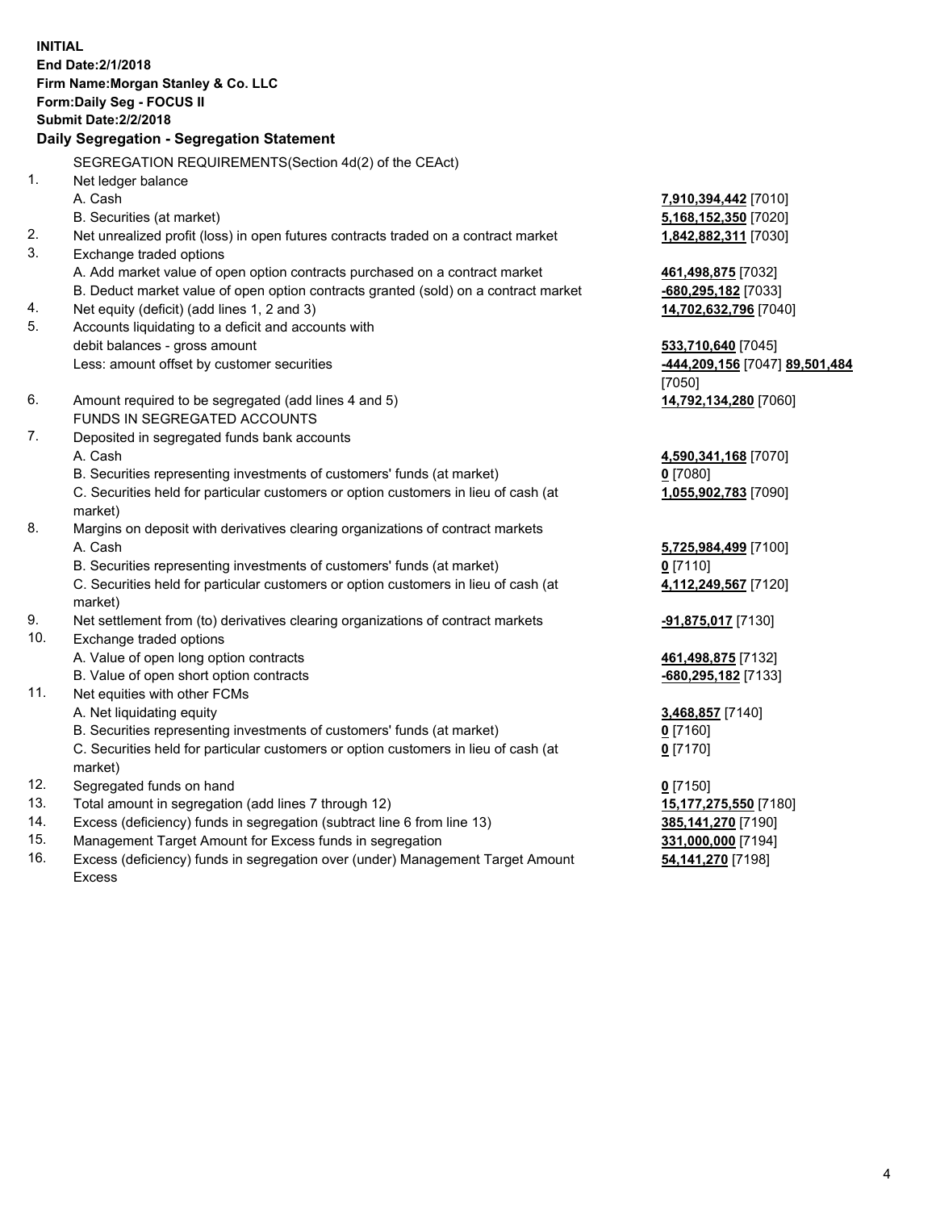**INITIAL**
**End Date:2/1/2018**
**Firm Name:Morgan Stanley & Co. LLC**
**Form:Daily Seg - FOCUS II**
**Submit Date:2/2/2018**

## Daily Segregation - Segregation Statement

SEGREGATION REQUIREMENTS(Section 4d(2) of the CEAct)

| | | |
|---|---|---|
| 1. | Net ledger balance | |
| | A. Cash | **7,910,394,442** [7010] |
| | B. Securities (at market) | **5,168,152,350** [7020] |
| 2. | Net unrealized profit (loss) in open futures contracts traded on a contract market | **1,842,882,311** [7030] |
| 3. | Exchange traded options | |
| | A. Add market value of open option contracts purchased on a contract market | **461,498,875** [7032] |
| | B. Deduct market value of open option contracts granted (sold) on a contract market | **-680,295,182** [7033] |
| 4. | Net equity (deficit) (add lines 1, 2 and 3) | **14,702,632,796** [7040] |
| 5. | Accounts liquidating to a deficit and accounts with debit balances - gross amount | **533,710,640** [7045] |
| | Less: amount offset by customer securities | **-444,209,156** [7047] **89,501,484** [7050] |
| 6. | Amount required to be segregated (add lines 4 and 5) | **14,792,134,280** [7060] |
| | FUNDS IN SEGREGATED ACCOUNTS | |
| 7. | Deposited in segregated funds bank accounts | |
| | A. Cash | **4,590,341,168** [7070] |
| | B. Securities representing investments of customers' funds (at market) | **0** [7080] |
| | C. Securities held for particular customers or option customers in lieu of cash (at market) | **1,055,902,783** [7090] |
| 8. | Margins on deposit with derivatives clearing organizations of contract markets | |
| | A. Cash | **5,725,984,499** [7100] |
| | B. Securities representing investments of customers' funds (at market) | **0** [7110] |
| | C. Securities held for particular customers or option customers in lieu of cash (at market) | **4,112,249,567** [7120] |
| 9. | Net settlement from (to) derivatives clearing organizations of contract markets | **-91,875,017** [7130] |
| 10. | Exchange traded options | |
| | A. Value of open long option contracts | **461,498,875** [7132] |
| | B. Value of open short option contracts | **-680,295,182** [7133] |
| 11. | Net equities with other FCMs | |
| | A. Net liquidating equity | **3,468,857** [7140] |
| | B. Securities representing investments of customers' funds (at market) | **0** [7160] |
| | C. Securities held for particular customers or option customers in lieu of cash (at market) | **0** [7170] |
| 12. | Segregated funds on hand | **0** [7150] |
| 13. | Total amount in segregation (add lines 7 through 12) | **15,177,275,550** [7180] |
| 14. | Excess (deficiency) funds in segregation (subtract line 6 from line 13) | **385,141,270** [7190] |
| 15. | Management Target Amount for Excess funds in segregation | **331,000,000** [7194] |
| 16. | Excess (deficiency) funds in segregation over (under) Management Target Amount Excess | **54,141,270** [7198] |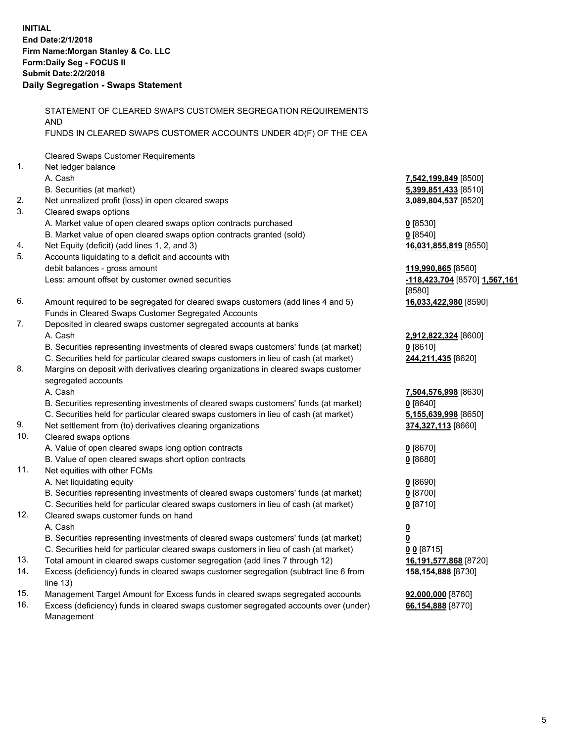**INITIAL**
**End Date:2/1/2018**
**Firm Name:Morgan Stanley & Co. LLC**
**Form:Daily Seg - FOCUS II**
**Submit Date:2/2/2018**
**Daily Segregation - Swaps Statement**

STATEMENT OF CLEARED SWAPS CUSTOMER SEGREGATION REQUIREMENTS AND FUNDS IN CLEARED SWAPS CUSTOMER ACCOUNTS UNDER 4D(F) OF THE CEA

| | | |
|---|---|---|
| | Cleared Swaps Customer Requirements | |
| 1. | Net ledger balance | |
| | A. Cash | **7,542,199,849** [8500] |
| | B. Securities (at market) | **5,399,851,433** [8510] |
| 2. | Net unrealized profit (loss) in open cleared swaps | **3,089,804,537** [8520] |
| 3. | Cleared swaps options | |
| | A. Market value of open cleared swaps option contracts purchased | **0** [8530] |
| | B. Market value of open cleared swaps option contracts granted (sold) | **0** [8540] |
| 4. | Net Equity (deficit) (add lines 1, 2, and 3) | **16,031,855,819** [8550] |
| 5. | Accounts liquidating to a deficit and accounts with debit balances - gross amount | **119,990,865** [8560] |
| | Less: amount offset by customer owned securities | **-118,423,704** [8570] **1,567,161** [8580] |
| 6. | Amount required to be segregated for cleared swaps customers (add lines 4 and 5) | **16,033,422,980** [8590] |
| | Funds in Cleared Swaps Customer Segregated Accounts | |
| 7. | Deposited in cleared swaps customer segregated accounts at banks | |
| | A. Cash | **2,912,822,324** [8600] |
| | B. Securities representing investments of cleared swaps customers' funds (at market) | **0** [8610] |
| | C. Securities held for particular cleared swaps customers in lieu of cash (at market) | **244,211,435** [8620] |
| 8. | Margins on deposit with derivatives clearing organizations in cleared swaps customer segregated accounts | |
| | A. Cash | **7,504,576,998** [8630] |
| | B. Securities representing investments of cleared swaps customers' funds (at market) | **0** [8640] |
| | C. Securities held for particular cleared swaps customers in lieu of cash (at market) | **5,155,639,998** [8650] |
| 9. | Net settlement from (to) derivatives clearing organizations | **374,327,113** [8660] |
| 10. | Cleared swaps options | |
| | A. Value of open cleared swaps long option contracts | **0** [8670] |
| | B. Value of open cleared swaps short option contracts | **0** [8680] |
| 11. | Net equities with other FCMs | |
| | A. Net liquidating equity | **0** [8690] |
| | B. Securities representing investments of cleared swaps customers' funds (at market) | **0** [8700] |
| | C. Securities held for particular cleared swaps customers in lieu of cash (at market) | **0** [8710] |
| 12. | Cleared swaps customer funds on hand | |
| | A. Cash | **0** |
| | B. Securities representing investments of cleared swaps customers' funds (at market) | **0** |
| | C. Securities held for particular cleared swaps customers in lieu of cash (at market) | **0** **0** [8715] |
| 13. | Total amount in cleared swaps customer segregation (add lines 7 through 12) | **16,191,577,868** [8720] |
| 14. | Excess (deficiency) funds in cleared swaps customer segregation (subtract line 6 from line 13) | **158,154,888** [8730] |
| 15. | Management Target Amount for Excess funds in cleared swaps segregated accounts | **92,000,000** [8760] |
| 16. | Excess (deficiency) funds in cleared swaps customer segregated accounts over (under) Management | **66,154,888** [8770] |